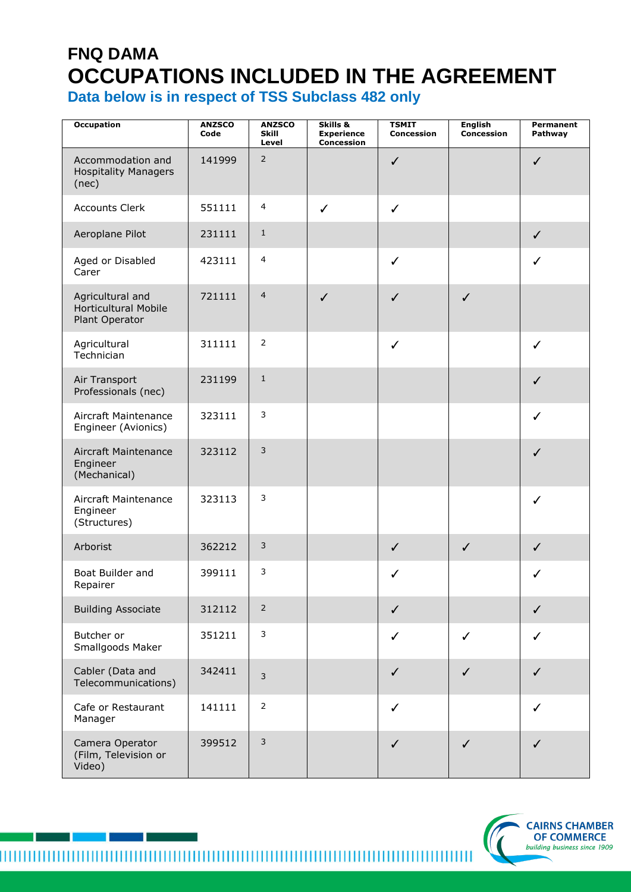# FNQ DAMA

# OCCUPATIONS INCLUDED IN THE AGREEMENT

## Data below is in respect of TSS Subclass 482 only

| Occupation | ANZSCO Code | ANZSCO Skill Level | Skills & Experience Concession | TSMIT Concession | English Concession | Permanent Pathway |
|---|---|---|---|---|---|---|
| Accommodation and Hospitality Managers (nec) | 141999 | 2 | | ✓ | | ✓ |
| Accounts Clerk | 551111 | 4 | ✓ | ✓ | | |
| Aeroplane Pilot | 231111 | 1 | | | | ✓ |
| Aged or Disabled Carer | 423111 | 4 | | ✓ | | ✓ |
| Agricultural and Horticultural Mobile Plant Operator | 721111 | 4 | ✓ | ✓ | ✓ | |
| Agricultural Technician | 311111 | 2 | | ✓ | | ✓ |
| Air Transport Professionals (nec) | 231199 | 1 | | | | ✓ |
| Aircraft Maintenance Engineer (Avionics) | 323111 | 3 | | | | ✓ |
| Aircraft Maintenance Engineer (Mechanical) | 323112 | 3 | | | | ✓ |
| Aircraft Maintenance Engineer (Structures) | 323113 | 3 | | | | ✓ |
| Arborist | 362212 | 3 | | ✓ | ✓ | ✓ |
| Boat Builder and Repairer | 399111 | 3 | | ✓ | | ✓ |
| Building Associate | 312112 | 2 | | ✓ | | ✓ |
| Butcher or Smallgoods Maker | 351211 | 3 | | ✓ | ✓ | ✓ |
| Cabler (Data and Telecommunications) | 342411 | 3 | | ✓ | ✓ | ✓ |
| Cafe or Restaurant Manager | 141111 | 2 | | ✓ | | ✓ |
| Camera Operator (Film, Television or Video) | 399512 | 3 | | ✓ | ✓ | ✓ |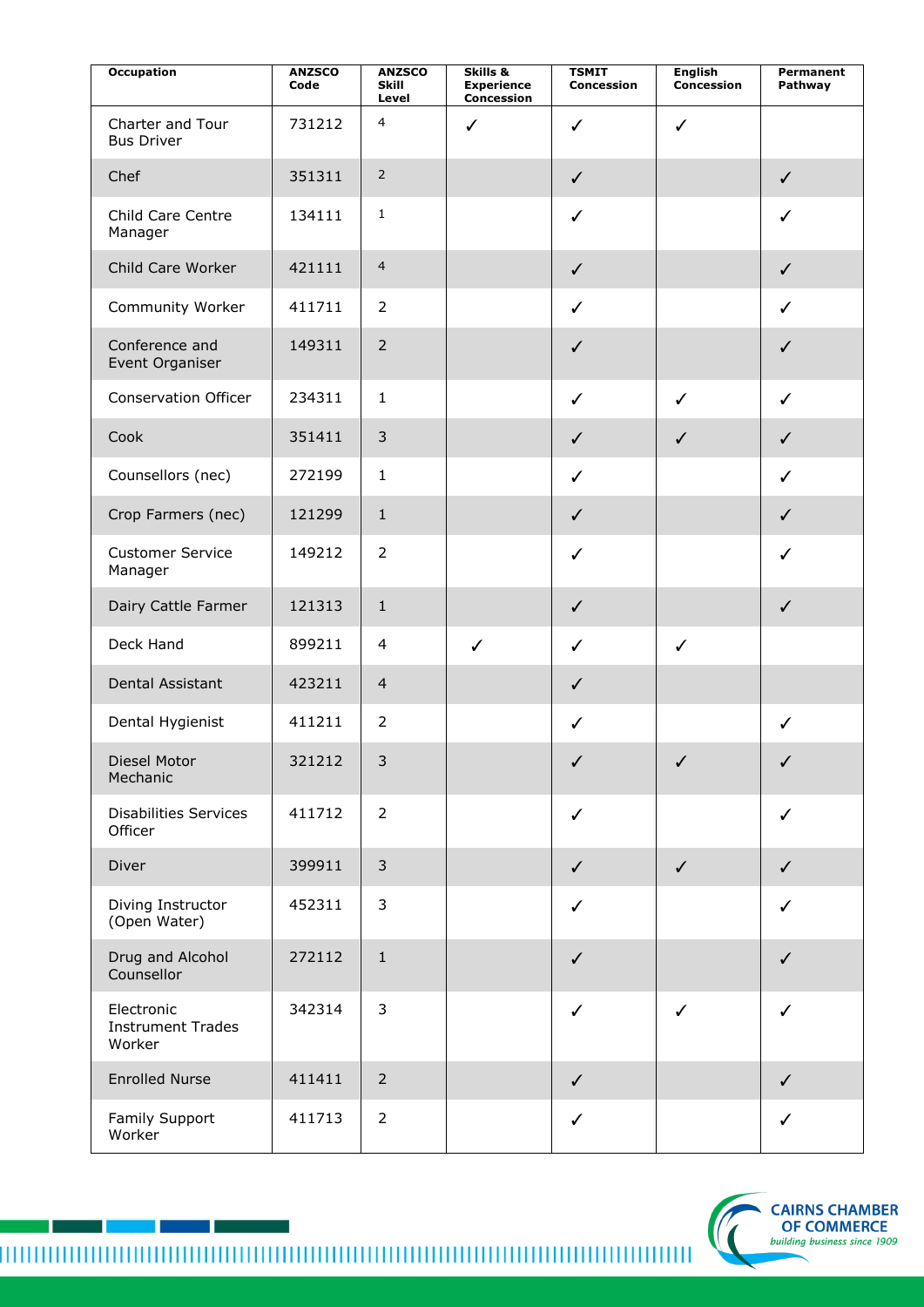| Occupation | ANZSCO Code | ANZSCO Skill Level | Skills & Experience Concession | TSMIT Concession | English Concession | Permanent Pathway |
|---|---|---|---|---|---|---|
| Charter and Tour Bus Driver | 731212 | 4 | ✓ | ✓ | ✓ | |
| Chef | 351311 | 2 | | ✓ | | ✓ |
| Child Care Centre Manager | 134111 | 1 | | ✓ | | ✓ |
| Child Care Worker | 421111 | 4 | | ✓ | | ✓ |
| Community Worker | 411711 | 2 | | ✓ | | ✓ |
| Conference and Event Organiser | 149311 | 2 | | ✓ | | ✓ |
| Conservation Officer | 234311 | 1 | | ✓ | ✓ | ✓ |
| Cook | 351411 | 3 | | ✓ | ✓ | ✓ |
| Counsellors (nec) | 272199 | 1 | | ✓ | | ✓ |
| Crop Farmers (nec) | 121299 | 1 | | ✓ | | ✓ |
| Customer Service Manager | 149212 | 2 | | ✓ | | ✓ |
| Dairy Cattle Farmer | 121313 | 1 | | ✓ | | ✓ |
| Deck Hand | 899211 | 4 | ✓ | ✓ | ✓ | |
| Dental Assistant | 423211 | 4 | | ✓ | | |
| Dental Hygienist | 411211 | 2 | | ✓ | | ✓ |
| Diesel Motor Mechanic | 321212 | 3 | | ✓ | ✓ | ✓ |
| Disabilities Services Officer | 411712 | 2 | | ✓ | | ✓ |
| Diver | 399911 | 3 | | ✓ | ✓ | ✓ |
| Diving Instructor (Open Water) | 452311 | 3 | | ✓ | | ✓ |
| Drug and Alcohol Counsellor | 272112 | 1 | | ✓ | | ✓ |
| Electronic Instrument Trades Worker | 342314 | 3 | | ✓ | ✓ | ✓ |
| Enrolled Nurse | 411411 | 2 | | ✓ | | ✓ |
| Family Support Worker | 411713 | 2 | | ✓ | | ✓ |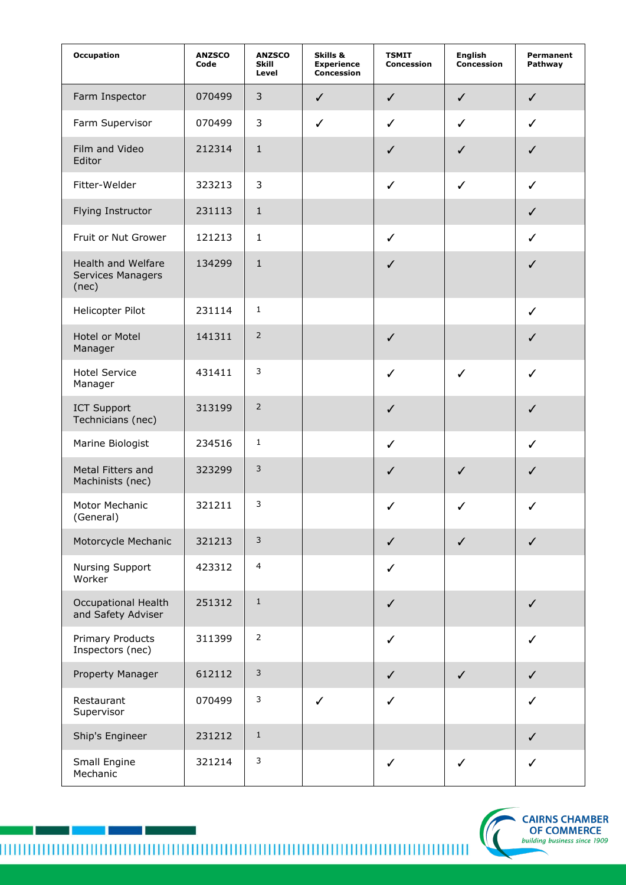| Occupation | ANZSCO Code | ANZSCO Skill Level | Skills & Experience Concession | TSMIT Concession | English Concession | Permanent Pathway |
|---|---|---|---|---|---|---|
| Farm Inspector | 070499 | 3 | ✓ | ✓ | ✓ | ✓ |
| Farm Supervisor | 070499 | 3 | ✓ | ✓ | ✓ | ✓ |
| Film and Video Editor | 212314 | 1 | | ✓ | ✓ | ✓ |
| Fitter-Welder | 323213 | 3 | | ✓ | ✓ | ✓ |
| Flying Instructor | 231113 | 1 | | | | ✓ |
| Fruit or Nut Grower | 121213 | 1 | | ✓ | | ✓ |
| Health and Welfare Services Managers (nec) | 134299 | 1 | | ✓ | | ✓ |
| Helicopter Pilot | 231114 | 1 | | | | ✓ |
| Hotel or Motel Manager | 141311 | 2 | | ✓ | | ✓ |
| Hotel Service Manager | 431411 | 3 | | ✓ | ✓ | ✓ |
| ICT Support Technicians (nec) | 313199 | 2 | | ✓ | | ✓ |
| Marine Biologist | 234516 | 1 | | ✓ | | ✓ |
| Metal Fitters and Machinists (nec) | 323299 | 3 | | ✓ | ✓ | ✓ |
| Motor Mechanic (General) | 321211 | 3 | | ✓ | ✓ | ✓ |
| Motorcycle Mechanic | 321213 | 3 | | ✓ | ✓ | ✓ |
| Nursing Support Worker | 423312 | 4 | | ✓ | | |
| Occupational Health and Safety Adviser | 251312 | 1 | | ✓ | | ✓ |
| Primary Products Inspectors (nec) | 311399 | 2 | | ✓ | | ✓ |
| Property Manager | 612112 | 3 | | ✓ | ✓ | ✓ |
| Restaurant Supervisor | 070499 | 3 | ✓ | ✓ | | ✓ |
| Ship's Engineer | 231212 | 1 | | | | ✓ |
| Small Engine Mechanic | 321214 | 3 | | ✓ | ✓ | ✓ |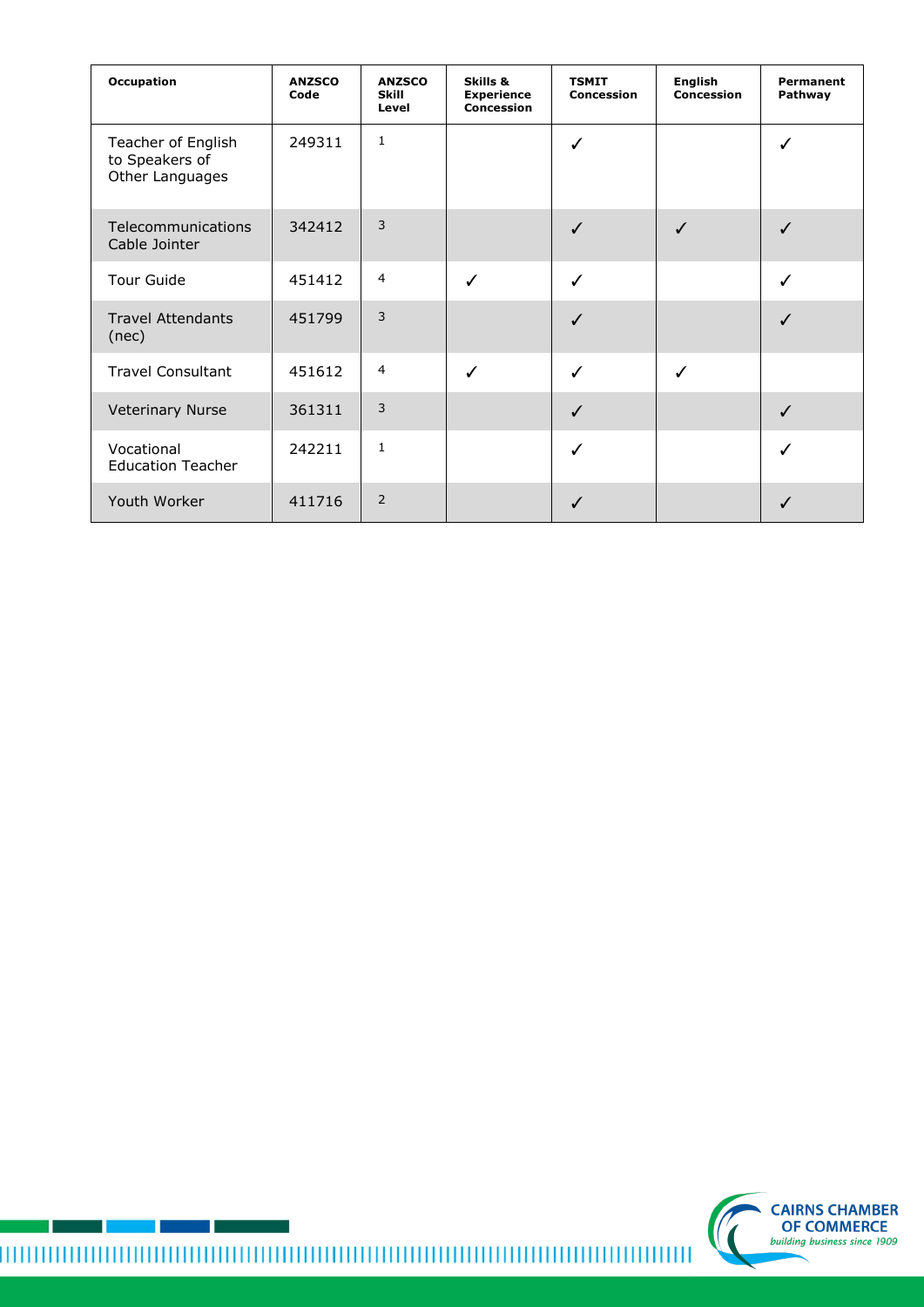| Occupation | ANZSCO Code | ANZSCO Skill Level | Skills & Experience Concession | TSMIT Concession | English Concession | Permanent Pathway |
|---|---|---|---|---|---|---|
| Teacher of English to Speakers of Other Languages | 249311 | 1 | | ✓ | | ✓ |
| Telecommunications Cable Jointer | 342412 | 3 | | ✓ | ✓ | ✓ |
| Tour Guide | 451412 | 4 | ✓ | ✓ | | ✓ |
| Travel Attendants (nec) | 451799 | 3 | | ✓ | | ✓ |
| Travel Consultant | 451612 | 4 | ✓ | ✓ | ✓ | |
| Veterinary Nurse | 361311 | 3 | | ✓ | | ✓ |
| Vocational Education Teacher | 242211 | 1 | | ✓ | | ✓ |
| Youth Worker | 411716 | 2 | | ✓ | | ✓ |